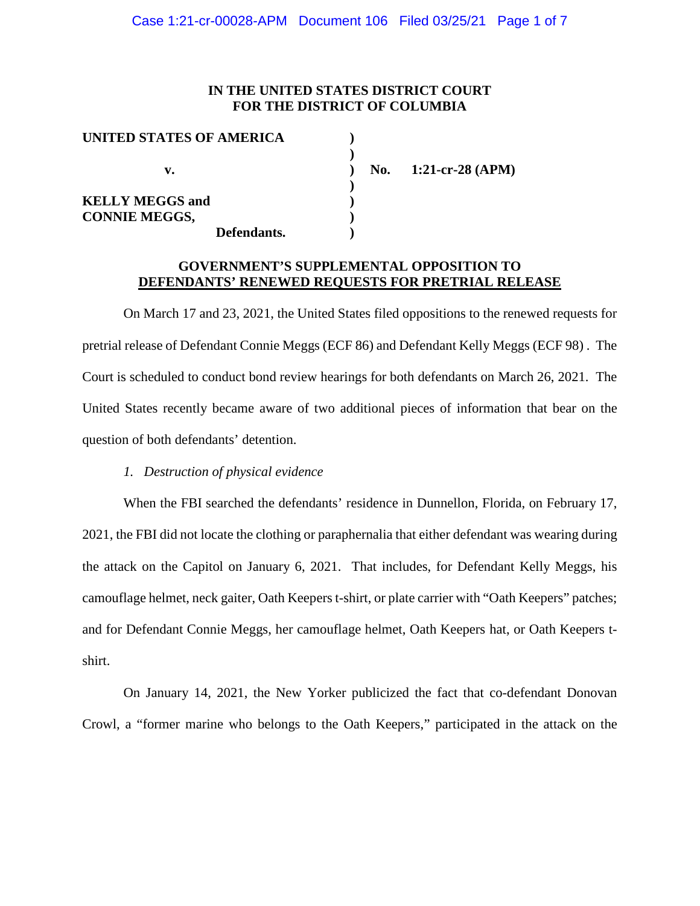**IN THE UNITED STATES DISTRICT COURT**
**FOR THE DISTRICT OF COLUMBIA**

| | | |
|---|---|---|
| **UNITED STATES OF AMERICA** | ) | |
| | ) | |
| **v.** | ) | **No. 1:21-cr-28 (APM)** |
| | ) | |
| **KELLY MEGGS and** | ) | |
| **CONNIE MEGGS,** | ) | |
| **Defendants.** | ) | |

**GOVERNMENT'S SUPPLEMENTAL OPPOSITION TO**
**DEFENDANTS' RENEWED REQUESTS FOR PRETRIAL RELEASE**

On March 17 and 23, 2021, the United States filed oppositions to the renewed requests for pretrial release of Defendant Connie Meggs (ECF 86) and Defendant Kelly Meggs (ECF 98) . The Court is scheduled to conduct bond review hearings for both defendants on March 26, 2021. The United States recently became aware of two additional pieces of information that bear on the question of both defendants' detention.

*1. Destruction of physical evidence*

When the FBI searched the defendants' residence in Dunnellon, Florida, on February 17, 2021, the FBI did not locate the clothing or paraphernalia that either defendant was wearing during the attack on the Capitol on January 6, 2021. That includes, for Defendant Kelly Meggs, his camouflage helmet, neck gaiter, Oath Keepers t-shirt, or plate carrier with "Oath Keepers" patches; and for Defendant Connie Meggs, her camouflage helmet, Oath Keepers hat, or Oath Keepers t-shirt.

On January 14, 2021, the New Yorker publicized the fact that co-defendant Donovan Crowl, a "former marine who belongs to the Oath Keepers," participated in the attack on the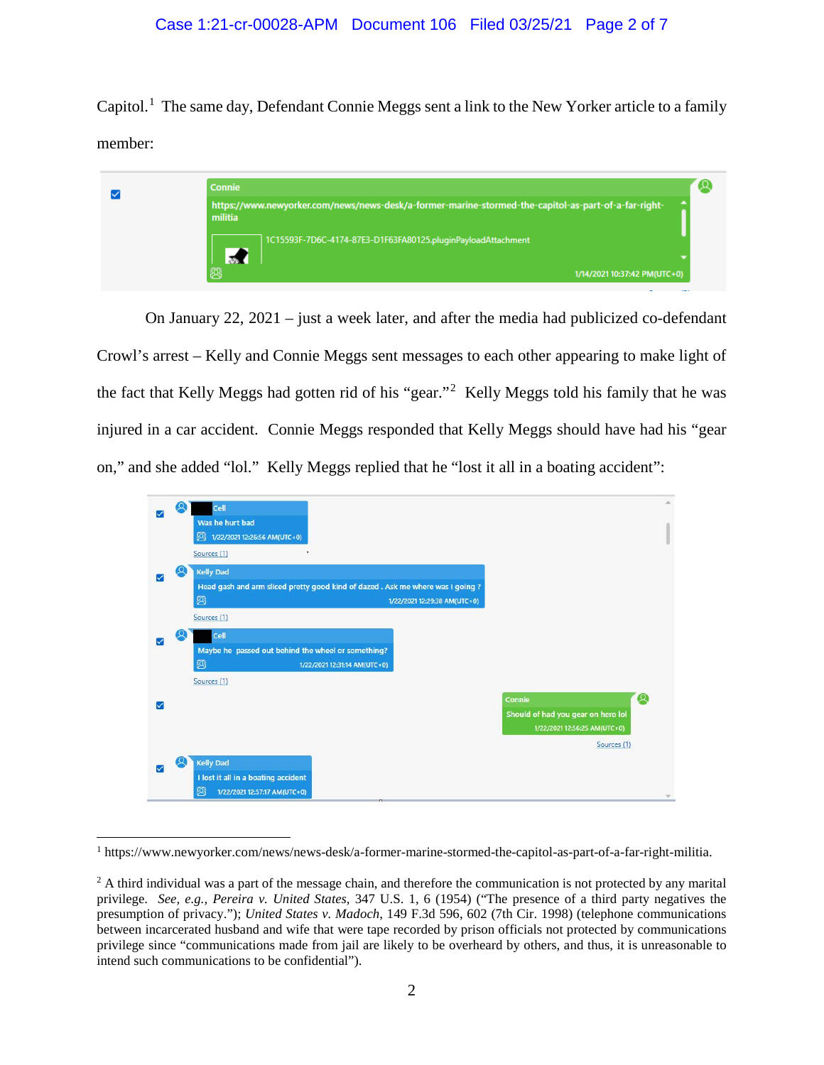Capitol.[1] The same day, Defendant Connie Meggs sent a link to the New Yorker article to a family member:

Connie
https://www.newyorker.com/news/news-desk/a-former-marine-stormed-the-capitol-as-part-of-a-far-right-militia
1C15593F-7D6C-4174-87E3-D1F63FA80125.pluginPayloadAttachment
1/14/2021 10:37:42 PM(UTC+0)

On January 22, 2021 – just a week later, and after the media had publicized co-defendant Crowl's arrest – Kelly and Connie Meggs sent messages to each other appearing to make light of the fact that Kelly Meggs had gotten rid of his "gear."[2] Kelly Meggs told his family that he was injured in a car accident. Connie Meggs responded that Kelly Meggs should have had his "gear on," and she added "lol." Kelly Meggs replied that he "lost it all in a boating accident":

Cell
Was he hurt bad
1/22/2021 12:26:56 AM(UTC+0)
Sources (1)

Kelly Dad
Head gash and arm sliced pretty good kind of dazed . Ask me where was I going ?
1/22/2021 12:29:38 AM(UTC+0)
Sources (1)

Cell
Maybe he passed out behind the wheel or something?
1/22/2021 12:31:14 AM(UTC+0)
Sources (1)

Connie
Should of had you gear on hero lol
1/22/2021 12:56:25 AM(UTC+0)
Sources (1)

Kelly Dad
I lost it all in a boating accident
1/22/2021 12:57:17 AM(UTC+0)

---

[1] https://www.newyorker.com/news/news-desk/a-former-marine-stormed-the-capitol-as-part-of-a-far-right-militia.

[2] A third individual was a part of the message chain, and therefore the communication is not protected by any marital privilege. *See, e.g.*, *Pereira v. United States*, 347 U.S. 1, 6 (1954) ("The presence of a third party negatives the presumption of privacy."); *United States v. Madoch*, 149 F.3d 596, 602 (7th Cir. 1998) (telephone communications between incarcerated husband and wife that were tape recorded by prison officials not protected by communications privilege since "communications made from jail are likely to be overheard by others, and thus, it is unreasonable to intend such communications to be confidential").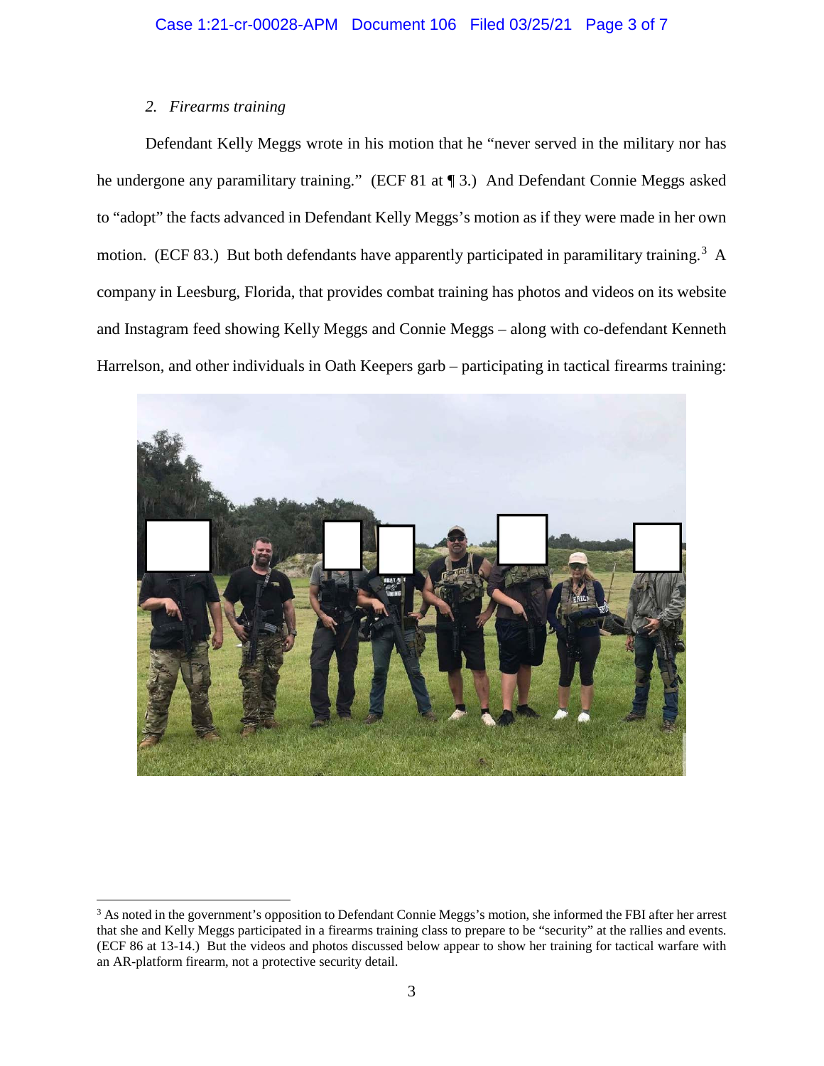*2. Firearms training*

Defendant Kelly Meggs wrote in his motion that he "never served in the military nor has he undergone any paramilitary training." (ECF 81 at ¶ 3.) And Defendant Connie Meggs asked to "adopt" the facts advanced in Defendant Kelly Meggs's motion as if they were made in her own motion. (ECF 83.) But both defendants have apparently participated in paramilitary training.[3] A company in Leesburg, Florida, that provides combat training has photos and videos on its website and Instagram feed showing Kelly Meggs and Connie Meggs – along with co-defendant Kenneth Harrelson, and other individuals in Oath Keepers garb – participating in tactical firearms training:

[3] As noted in the government's opposition to Defendant Connie Meggs's motion, she informed the FBI after her arrest that she and Kelly Meggs participated in a firearms training class to prepare to be "security" at the rallies and events. (ECF 86 at 13-14.) But the videos and photos discussed below appear to show her training for tactical warfare with an AR-platform firearm, not a protective security detail.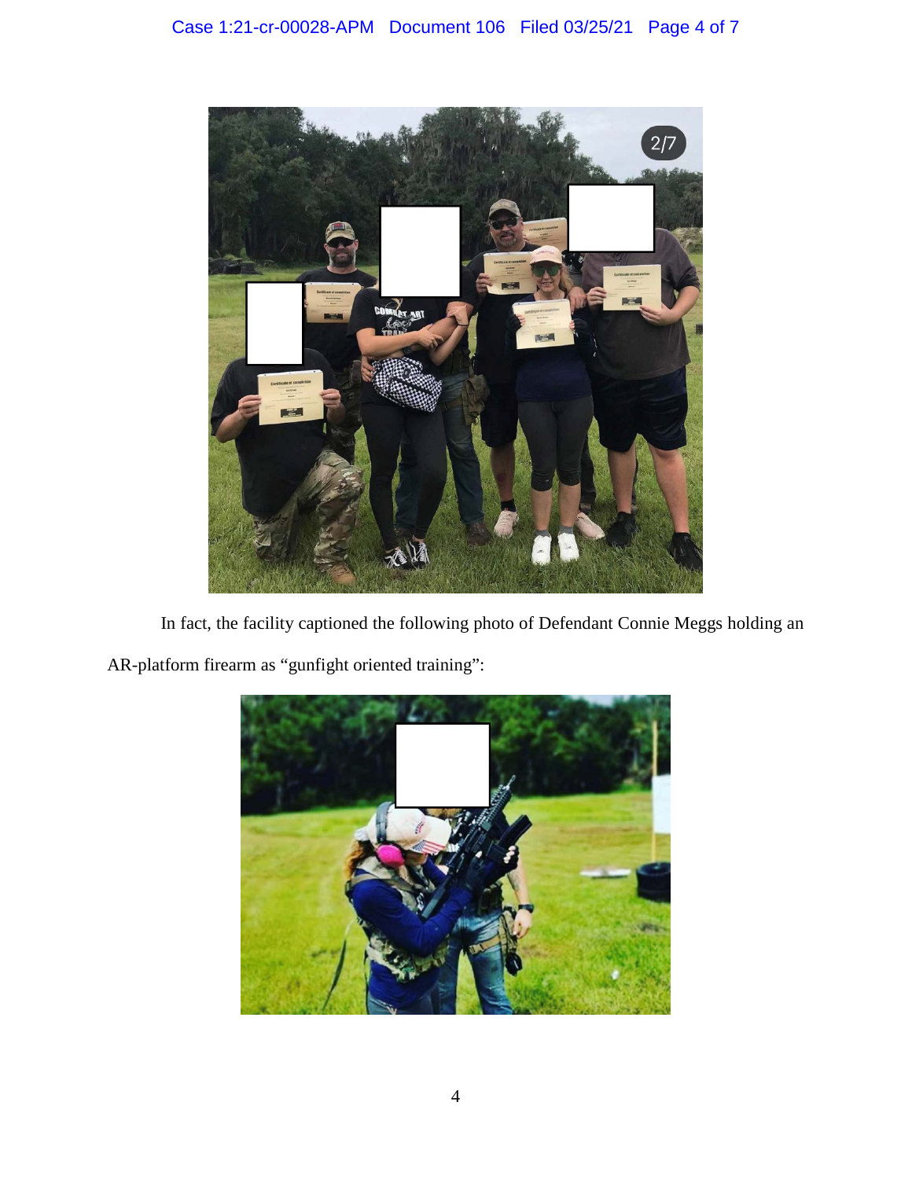In fact, the facility captioned the following photo of Defendant Connie Meggs holding an AR-platform firearm as "gunfight oriented training":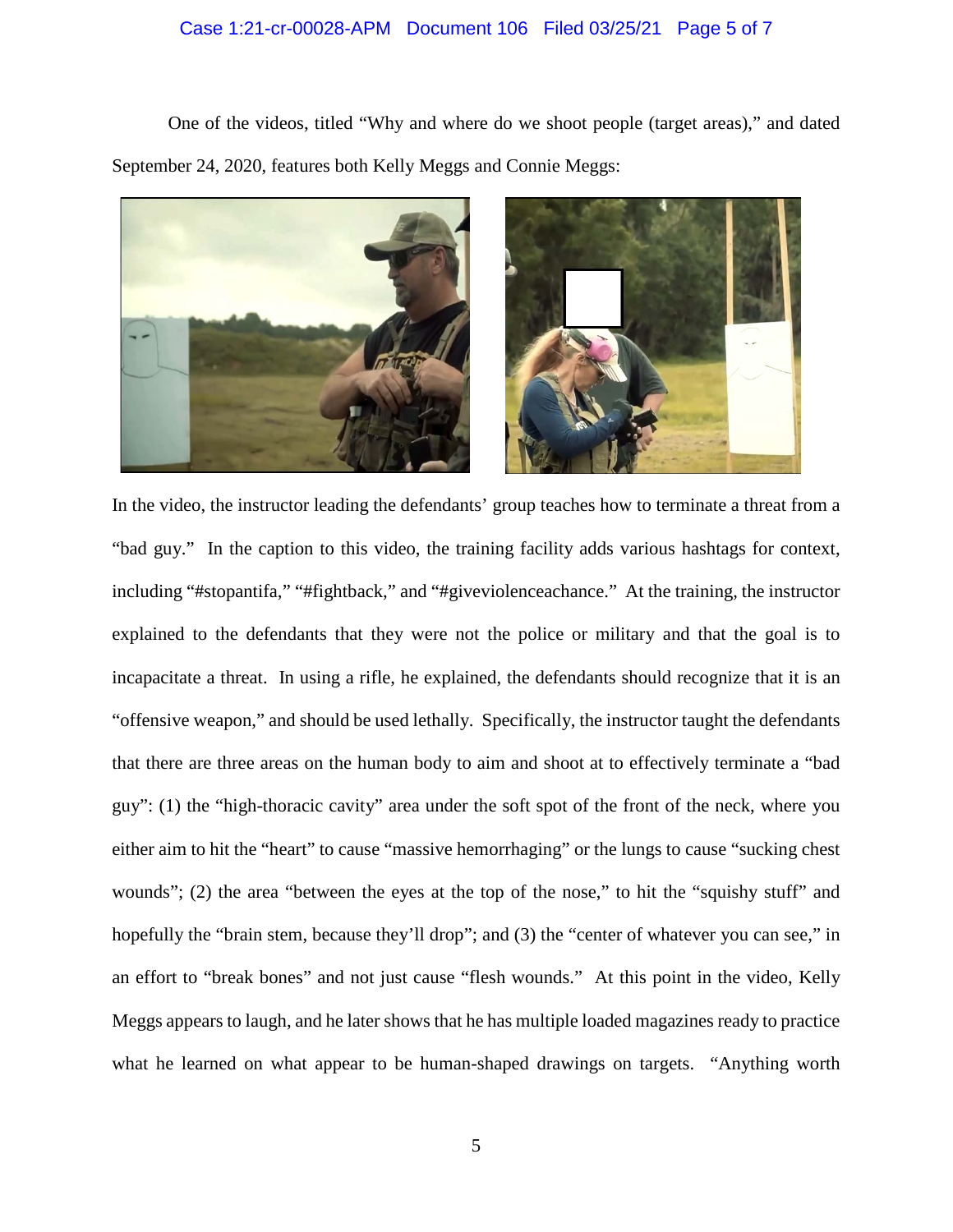One of the videos, titled "Why and where do we shoot people (target areas)," and dated September 24, 2020, features both Kelly Meggs and Connie Meggs:

In the video, the instructor leading the defendants' group teaches how to terminate a threat from a "bad guy." In the caption to this video, the training facility adds various hashtags for context, including "#stopantifa," "#fightback," and "#giveviolenceachance." At the training, the instructor explained to the defendants that they were not the police or military and that the goal is to incapacitate a threat. In using a rifle, he explained, the defendants should recognize that it is an "offensive weapon," and should be used lethally. Specifically, the instructor taught the defendants that there are three areas on the human body to aim and shoot at to effectively terminate a "bad guy": (1) the "high-thoracic cavity" area under the soft spot of the front of the neck, where you either aim to hit the "heart" to cause "massive hemorrhaging" or the lungs to cause "sucking chest wounds"; (2) the area "between the eyes at the top of the nose," to hit the "squishy stuff" and hopefully the "brain stem, because they'll drop"; and (3) the "center of whatever you can see," in an effort to "break bones" and not just cause "flesh wounds." At this point in the video, Kelly Meggs appears to laugh, and he later shows that he has multiple loaded magazines ready to practice what he learned on what appear to be human-shaped drawings on targets. "Anything worth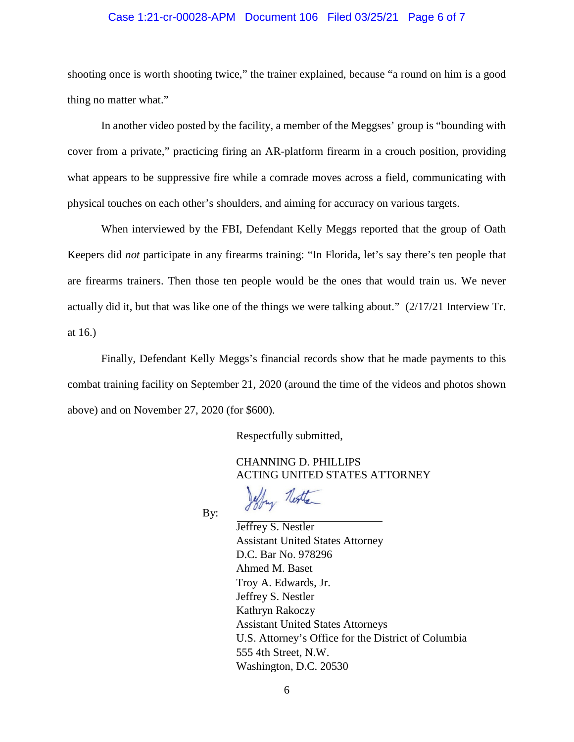shooting once is worth shooting twice," the trainer explained, because "a round on him is a good thing no matter what."

In another video posted by the facility, a member of the Meggses' group is "bounding with cover from a private," practicing firing an AR-platform firearm in a crouch position, providing what appears to be suppressive fire while a comrade moves across a field, communicating with physical touches on each other's shoulders, and aiming for accuracy on various targets.

When interviewed by the FBI, Defendant Kelly Meggs reported that the group of Oath Keepers did *not* participate in any firearms training: "In Florida, let's say there's ten people that are firearms trainers. Then those ten people would be the ones that would train us. We never actually did it, but that was like one of the things we were talking about." (2/17/21 Interview Tr. at 16.)

Finally, Defendant Kelly Meggs's financial records show that he made payments to this combat training facility on September 21, 2020 (around the time of the videos and photos shown above) and on November 27, 2020 (for $600).

Respectfully submitted,

CHANNING D. PHILLIPS
ACTING UNITED STATES ATTORNEY

By: ____________________________
Jeffrey S. Nestler
Assistant United States Attorney
D.C. Bar No. 978296
Ahmed M. Baset
Troy A. Edwards, Jr.
Jeffrey S. Nestler
Kathryn Rakoczy
Assistant United States Attorneys
U.S. Attorney's Office for the District of Columbia
555 4th Street, N.W.
Washington, D.C. 20530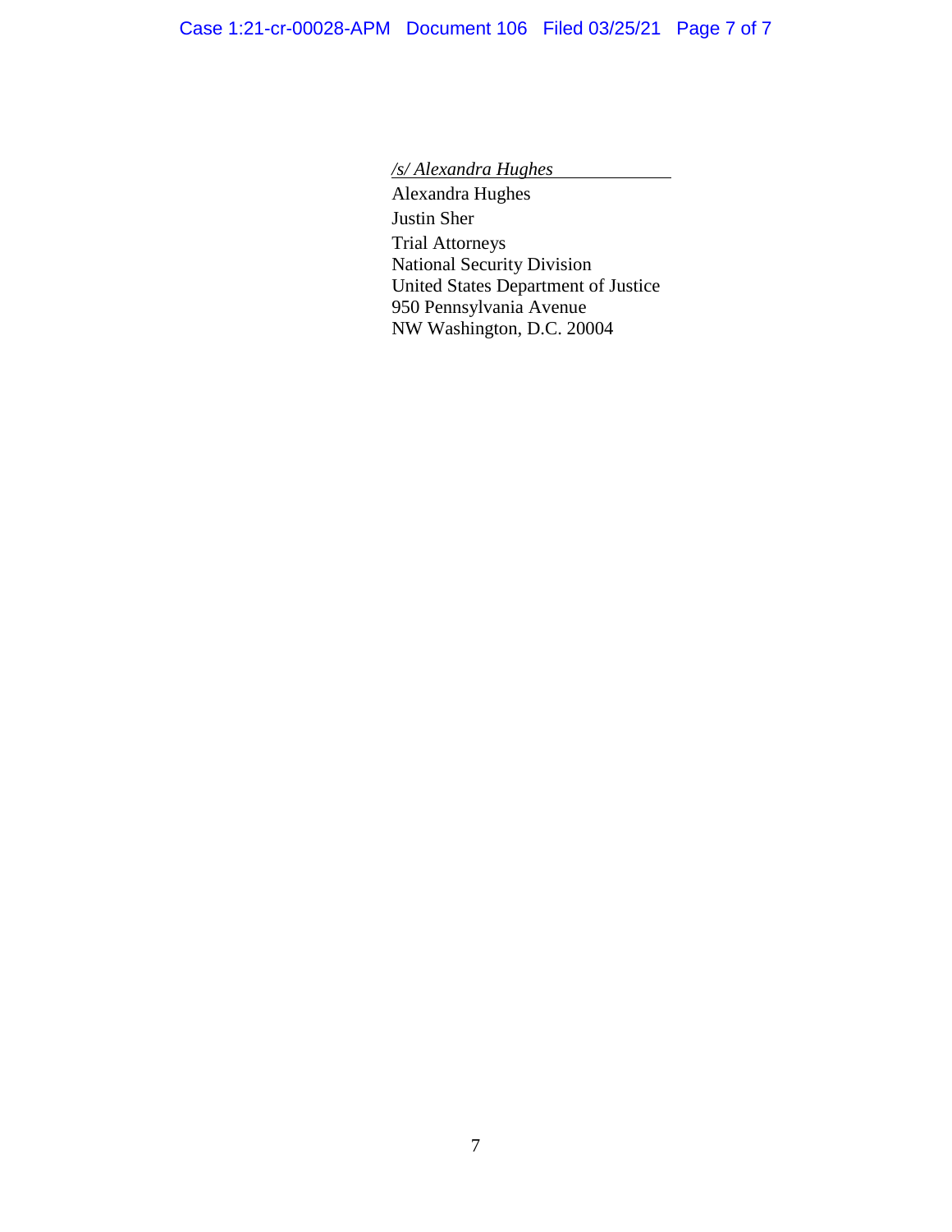*/s/ Alexandra Hughes*

Alexandra Hughes
Justin Sher
Trial Attorneys
National Security Division
United States Department of Justice
950 Pennsylvania Avenue
NW Washington, D.C. 20004